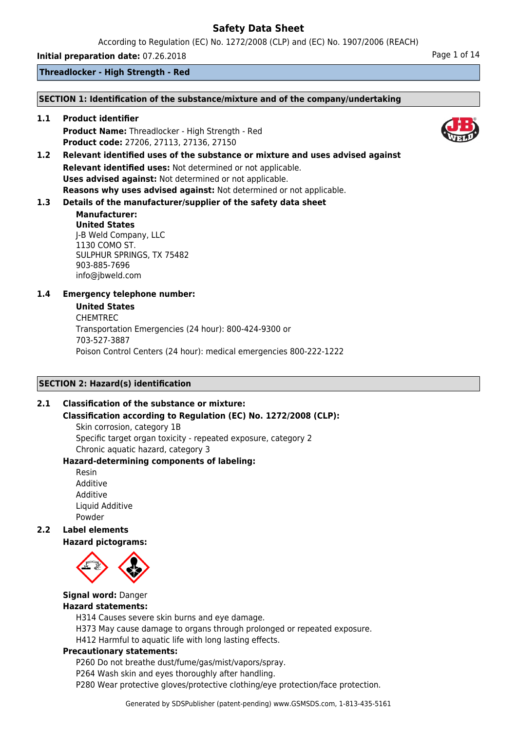# Safety Data Sheet

According to Regulation (EC) No. 1272/2008 (CLP) and (EC) No. 1907/2006 (REACH)

**Initial preparation date:** 07.26.2018

**Threadlocker - High Strength - Red**

## SECTION 1: Identification of the substance/mixture and of the company/undertaking

**1.1 Product identifier**

**Product Name:** Threadlocker - High Strength - Red
**Product code:** 27206, 27113, 27136, 27150

**1.2 Relevant identified uses of the substance or mixture and uses advised against**

**Relevant identified uses:** Not determined or not applicable.
**Uses advised against:** Not determined or not applicable.
**Reasons why uses advised against:** Not determined or not applicable.

**1.3 Details of the manufacturer/supplier of the safety data sheet**

**Manufacturer:**
**United States**
J-B Weld Company, LLC
1130 COMO ST.
SULPHUR SPRINGS, TX 75482
903-885-7696
info@jbweld.com

**1.4 Emergency telephone number:**

**United States**
CHEMTREC
Transportation Emergencies (24 hour): 800-424-9300 or
703-527-3887
Poison Control Centers (24 hour): medical emergencies 800-222-1222

## SECTION 2: Hazard(s) identification

**2.1 Classification of the substance or mixture:**

**Classification according to Regulation (EC) No. 1272/2008 (CLP):**

Skin corrosion, category 1B
Specific target organ toxicity - repeated exposure, category 2
Chronic aquatic hazard, category 3

**Hazard-determining components of labeling:**

Resin
Additive
Additive
Liquid Additive
Powder

**2.2 Label elements**

**Hazard pictograms:**

**Signal word:** Danger

**Hazard statements:**

H314 Causes severe skin burns and eye damage.
H373 May cause damage to organs through prolonged or repeated exposure.
H412 Harmful to aquatic life with long lasting effects.

**Precautionary statements:**

P260 Do not breathe dust/fume/gas/mist/vapors/spray.
P264 Wash skin and eyes thoroughly after handling.
P280 Wear protective gloves/protective clothing/eye protection/face protection.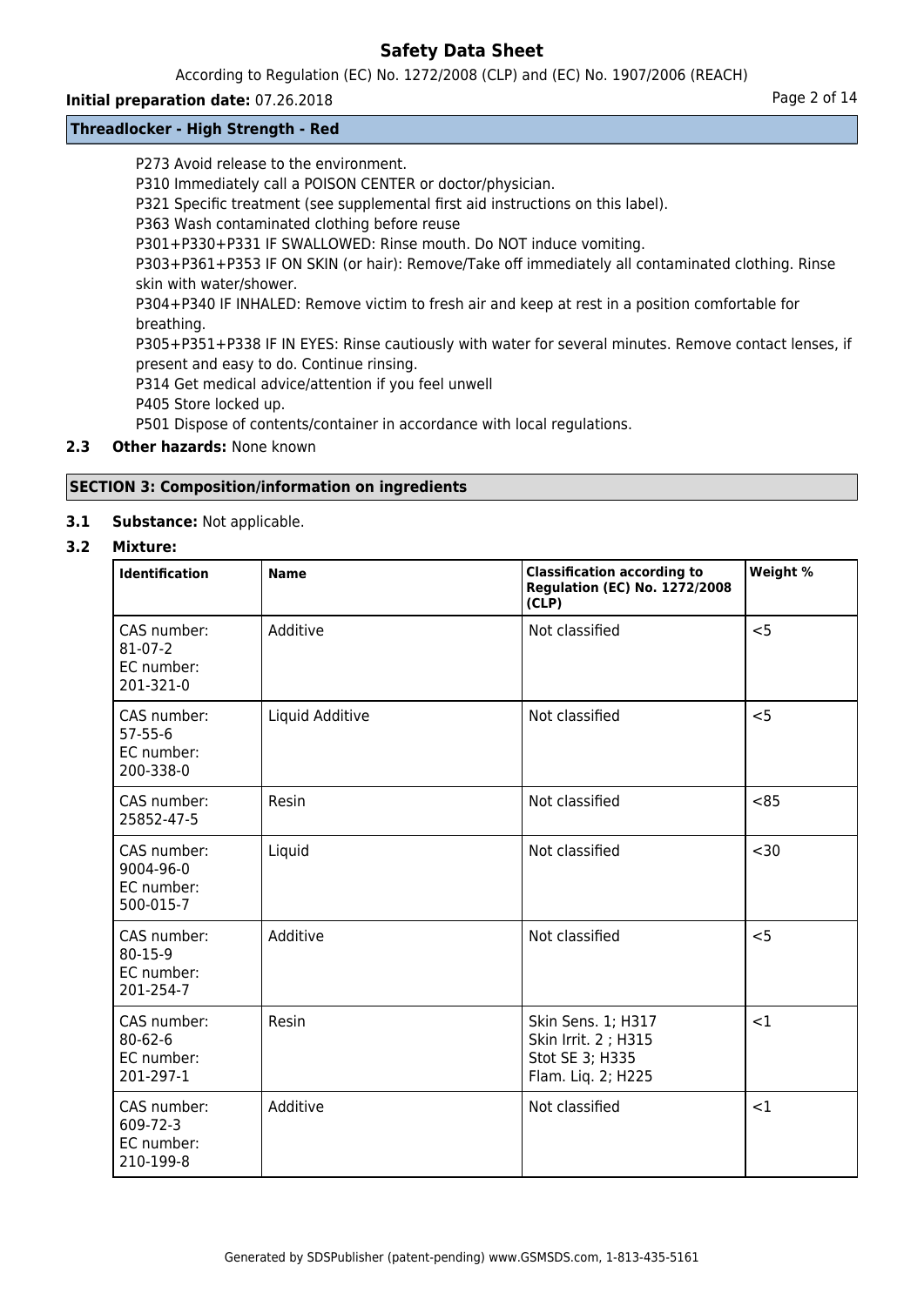P273 Avoid release to the environment.
P310 Immediately call a POISON CENTER or doctor/physician.
P321 Specific treatment (see supplemental first aid instructions on this label).
P363 Wash contaminated clothing before reuse
P301+P330+P331 IF SWALLOWED: Rinse mouth. Do NOT induce vomiting.
P303+P361+P353 IF ON SKIN (or hair): Remove/Take off immediately all contaminated clothing. Rinse skin with water/shower.
P304+P340 IF INHALED: Remove victim to fresh air and keep at rest in a position comfortable for breathing.
P305+P351+P338 IF IN EYES: Rinse cautiously with water for several minutes. Remove contact lenses, if present and easy to do. Continue rinsing.
P314 Get medical advice/attention if you feel unwell
P405 Store locked up.
P501 Dispose of contents/container in accordance with local regulations.

**2.3 Other hazards:** None known

## SECTION 3: Composition/information on ingredients

**3.1 Substance:** Not applicable.

**3.2 Mixture:**

| Identification | Name | Classification according to Regulation (EC) No. 1272/2008 (CLP) | Weight % |
|---|---|---|---|
| CAS number: 81-07-2 EC number: 201-321-0 | Additive | Not classified | <5 |
| CAS number: 57-55-6 EC number: 200-338-0 | Liquid Additive | Not classified | <5 |
| CAS number: 25852-47-5 | Resin | Not classified | <85 |
| CAS number: 9004-96-0 EC number: 500-015-7 | Liquid | Not classified | <30 |
| CAS number: 80-15-9 EC number: 201-254-7 | Additive | Not classified | <5 |
| CAS number: 80-62-6 EC number: 201-297-1 | Resin | Skin Sens. 1; H317 Skin Irrit. 2 ; H315 Stot SE 3; H335 Flam. Liq. 2; H225 | <1 |
| CAS number: 609-72-3 EC number: 210-199-8 | Additive | Not classified | <1 |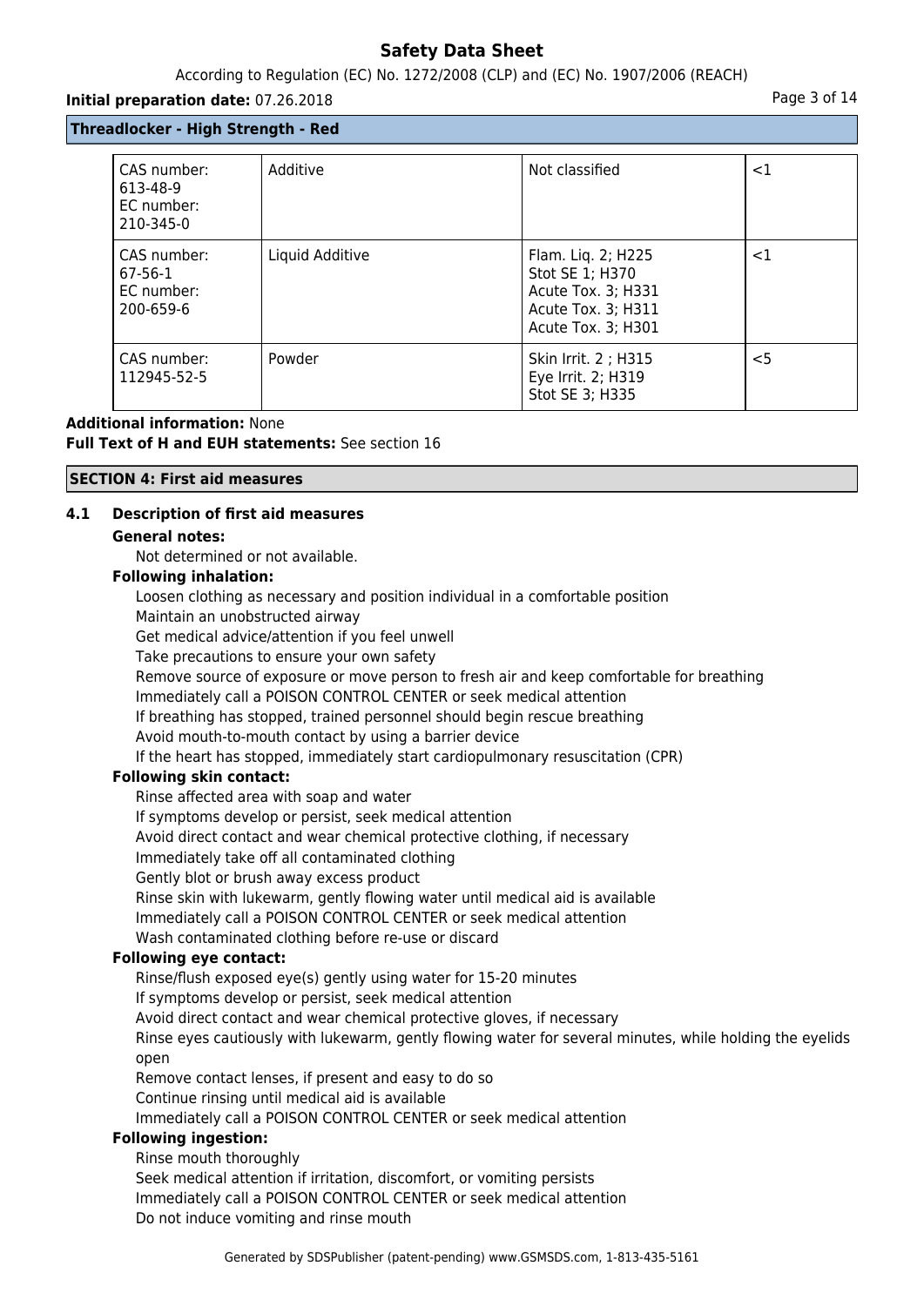| | | | |
|---|---|---|---|
| CAS number: 613-48-9<br>EC number: 210-345-0 | Additive | Not classified | <1 |
| CAS number: 67-56-1<br>EC number: 200-659-6 | Liquid Additive | Flam. Liq. 2; H225<br>Stot SE 1; H370<br>Acute Tox. 3; H331<br>Acute Tox. 3; H311<br>Acute Tox. 3; H301 | <1 |
| CAS number: 112945-52-5 | Powder | Skin Irrit. 2 ; H315<br>Eye Irrit. 2; H319<br>Stot SE 3; H335 | <5 |

**Additional information:** None

**Full Text of H and EUH statements:** See section 16

## SECTION 4: First aid measures

### 4.1 Description of first aid measures

**General notes:**

Not determined or not available.

**Following inhalation:**

Loosen clothing as necessary and position individual in a comfortable position
Maintain an unobstructed airway
Get medical advice/attention if you feel unwell
Take precautions to ensure your own safety
Remove source of exposure or move person to fresh air and keep comfortable for breathing
Immediately call a POISON CONTROL CENTER or seek medical attention
If breathing has stopped, trained personnel should begin rescue breathing
Avoid mouth-to-mouth contact by using a barrier device
If the heart has stopped, immediately start cardiopulmonary resuscitation (CPR)

**Following skin contact:**

Rinse affected area with soap and water
If symptoms develop or persist, seek medical attention
Avoid direct contact and wear chemical protective clothing, if necessary
Immediately take off all contaminated clothing
Gently blot or brush away excess product
Rinse skin with lukewarm, gently flowing water until medical aid is available
Immediately call a POISON CONTROL CENTER or seek medical attention
Wash contaminated clothing before re-use or discard

**Following eye contact:**

Rinse/flush exposed eye(s) gently using water for 15-20 minutes
If symptoms develop or persist, seek medical attention
Avoid direct contact and wear chemical protective gloves, if necessary
Rinse eyes cautiously with lukewarm, gently flowing water for several minutes, while holding the eyelids open
Remove contact lenses, if present and easy to do so
Continue rinsing until medical aid is available
Immediately call a POISON CONTROL CENTER or seek medical attention

**Following ingestion:**

Rinse mouth thoroughly
Seek medical attention if irritation, discomfort, or vomiting persists
Immediately call a POISON CONTROL CENTER or seek medical attention
Do not induce vomiting and rinse mouth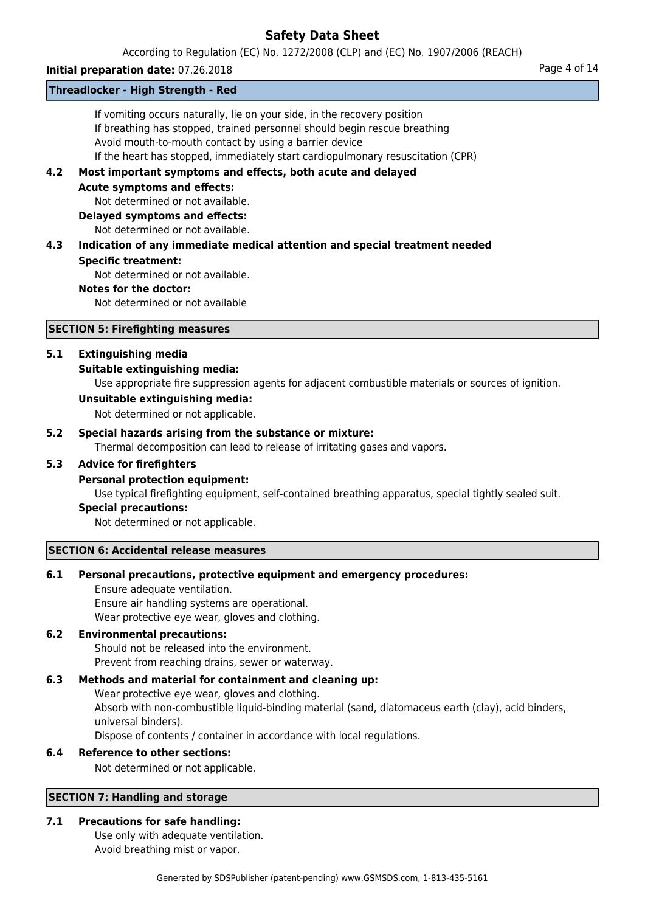If vomiting occurs naturally, lie on your side, in the recovery position
If breathing has stopped, trained personnel should begin rescue breathing
Avoid mouth-to-mouth contact by using a barrier device
If the heart has stopped, immediately start cardiopulmonary resuscitation (CPR)

**4.2 Most important symptoms and effects, both acute and delayed**

**Acute symptoms and effects:**
Not determined or not available.

**Delayed symptoms and effects:**
Not determined or not available.

**4.3 Indication of any immediate medical attention and special treatment needed**

**Specific treatment:**
Not determined or not available.

**Notes for the doctor:**
Not determined or not available

## SECTION 5: Firefighting measures

**5.1 Extinguishing media**

**Suitable extinguishing media:**
Use appropriate fire suppression agents for adjacent combustible materials or sources of ignition.

**Unsuitable extinguishing media:**
Not determined or not applicable.

**5.2 Special hazards arising from the substance or mixture:**
Thermal decomposition can lead to release of irritating gases and vapors.

**5.3 Advice for firefighters**

**Personal protection equipment:**
Use typical firefighting equipment, self-contained breathing apparatus, special tightly sealed suit.

**Special precautions:**
Not determined or not applicable.

## SECTION 6: Accidental release measures

**6.1 Personal precautions, protective equipment and emergency procedures:**
Ensure adequate ventilation.
Ensure air handling systems are operational.
Wear protective eye wear, gloves and clothing.

**6.2 Environmental precautions:**
Should not be released into the environment.
Prevent from reaching drains, sewer or waterway.

**6.3 Methods and material for containment and cleaning up:**
Wear protective eye wear, gloves and clothing.
Absorb with non-combustible liquid-binding material (sand, diatomaceus earth (clay), acid binders, universal binders).
Dispose of contents / container in accordance with local regulations.

**6.4 Reference to other sections:**
Not determined or not applicable.

## SECTION 7: Handling and storage

**7.1 Precautions for safe handling:**
Use only with adequate ventilation.
Avoid breathing mist or vapor.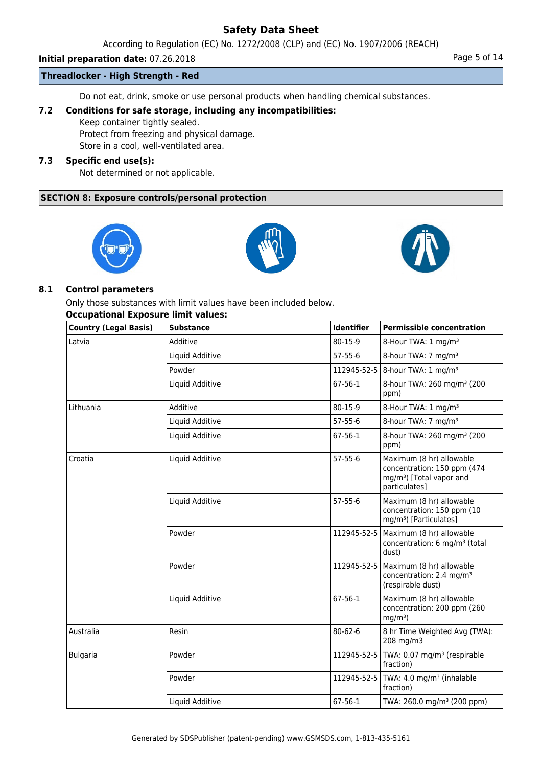Do not eat, drink, smoke or use personal products when handling chemical substances.

**7.2 Conditions for safe storage, including any incompatibilities:**

Keep container tightly sealed.
Protect from freezing and physical damage.
Store in a cool, well-ventilated area.

**7.3 Specific end use(s):**

Not determined or not applicable.

## SECTION 8: Exposure controls/personal protection

**8.1 Control parameters**

Only those substances with limit values have been included below.

**Occupational Exposure limit values:**

| Country (Legal Basis) | Substance | Identifier | Permissible concentration |
|---|---|---|---|
| Latvia | Additive | 80-15-9 | 8-Hour TWA: 1 mg/m³ |
| | Liquid Additive | 57-55-6 | 8-hour TWA: 7 mg/m³ |
| | Powder | 112945-52-5 | 8-hour TWA: 1 mg/m³ |
| | Liquid Additive | 67-56-1 | 8-hour TWA: 260 mg/m³ (200 ppm) |
| Lithuania | Additive | 80-15-9 | 8-Hour TWA: 1 mg/m³ |
| | Liquid Additive | 57-55-6 | 8-hour TWA: 7 mg/m³ |
| | Liquid Additive | 67-56-1 | 8-hour TWA: 260 mg/m³ (200 ppm) |
| Croatia | Liquid Additive | 57-55-6 | Maximum (8 hr) allowable concentration: 150 ppm (474 mg/m³) [Total vapor and particulates] |
| | Liquid Additive | 57-55-6 | Maximum (8 hr) allowable concentration: 150 ppm (10 mg/m³) [Particulates] |
| | Powder | 112945-52-5 | Maximum (8 hr) allowable concentration: 6 mg/m³ (total dust) |
| | Powder | 112945-52-5 | Maximum (8 hr) allowable concentration: 2.4 mg/m³ (respirable dust) |
| | Liquid Additive | 67-56-1 | Maximum (8 hr) allowable concentration: 200 ppm (260 mg/m³) |
| Australia | Resin | 80-62-6 | 8 hr Time Weighted Avg (TWA): 208 mg/m3 |
| Bulgaria | Powder | 112945-52-5 | TWA: 0.07 mg/m³ (respirable fraction) |
| | Powder | 112945-52-5 | TWA: 4.0 mg/m³ (inhalable fraction) |
| | Liquid Additive | 67-56-1 | TWA: 260.0 mg/m³ (200 ppm) |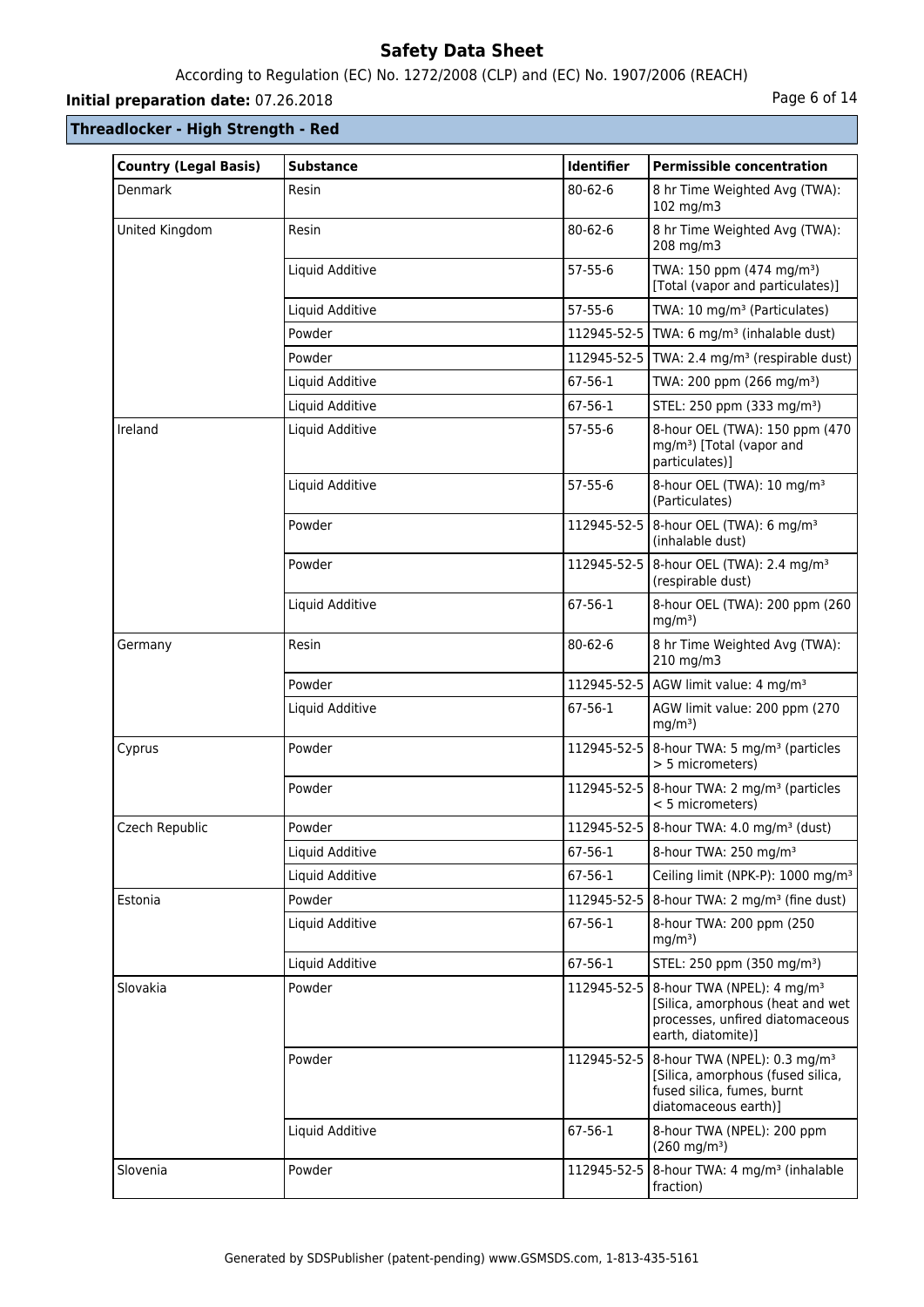**Threadlocker - High Strength - Red**

| Country (Legal Basis) | Substance | Identifier | Permissible concentration |
|---|---|---|---|
| Denmark | Resin | 80-62-6 | 8 hr Time Weighted Avg (TWA): 102 mg/m3 |
| United Kingdom | Resin | 80-62-6 | 8 hr Time Weighted Avg (TWA): 208 mg/m3 |
| | Liquid Additive | 57-55-6 | TWA: 150 ppm (474 mg/m³) [Total (vapor and particulates)] |
| | Liquid Additive | 57-55-6 | TWA: 10 mg/m³ (Particulates) |
| | Powder | 112945-52-5 | TWA: 6 mg/m³ (inhalable dust) |
| | Powder | 112945-52-5 | TWA: 2.4 mg/m³ (respirable dust) |
| | Liquid Additive | 67-56-1 | TWA: 200 ppm (266 mg/m³) |
| | Liquid Additive | 67-56-1 | STEL: 250 ppm (333 mg/m³) |
| Ireland | Liquid Additive | 57-55-6 | 8-hour OEL (TWA): 150 ppm (470 mg/m³) [Total (vapor and particulates)] |
| | Liquid Additive | 57-55-6 | 8-hour OEL (TWA): 10 mg/m³ (Particulates) |
| | Powder | 112945-52-5 | 8-hour OEL (TWA): 6 mg/m³ (inhalable dust) |
| | Powder | 112945-52-5 | 8-hour OEL (TWA): 2.4 mg/m³ (respirable dust) |
| | Liquid Additive | 67-56-1 | 8-hour OEL (TWA): 200 ppm (260 mg/m³) |
| Germany | Resin | 80-62-6 | 8 hr Time Weighted Avg (TWA): 210 mg/m3 |
| | Powder | 112945-52-5 | AGW limit value: 4 mg/m³ |
| | Liquid Additive | 67-56-1 | AGW limit value: 200 ppm (270 mg/m³) |
| Cyprus | Powder | 112945-52-5 | 8-hour TWA: 5 mg/m³ (particles > 5 micrometers) |
| | Powder | 112945-52-5 | 8-hour TWA: 2 mg/m³ (particles < 5 micrometers) |
| Czech Republic | Powder | 112945-52-5 | 8-hour TWA: 4.0 mg/m³ (dust) |
| | Liquid Additive | 67-56-1 | 8-hour TWA: 250 mg/m³ |
| | Liquid Additive | 67-56-1 | Ceiling limit (NPK-P): 1000 mg/m³ |
| Estonia | Powder | 112945-52-5 | 8-hour TWA: 2 mg/m³ (fine dust) |
| | Liquid Additive | 67-56-1 | 8-hour TWA: 200 ppm (250 mg/m³) |
| | Liquid Additive | 67-56-1 | STEL: 250 ppm (350 mg/m³) |
| Slovakia | Powder | 112945-52-5 | 8-hour TWA (NPEL): 4 mg/m³ [Silica, amorphous (heat and wet processes, unfired diatomaceous earth, diatomite)] |
| | Powder | 112945-52-5 | 8-hour TWA (NPEL): 0.3 mg/m³ [Silica, amorphous (fused silica, fused silica, fumes, burnt diatomaceous earth)] |
| | Liquid Additive | 67-56-1 | 8-hour TWA (NPEL): 200 ppm (260 mg/m³) |
| Slovenia | Powder | 112945-52-5 | 8-hour TWA: 4 mg/m³ (inhalable fraction) |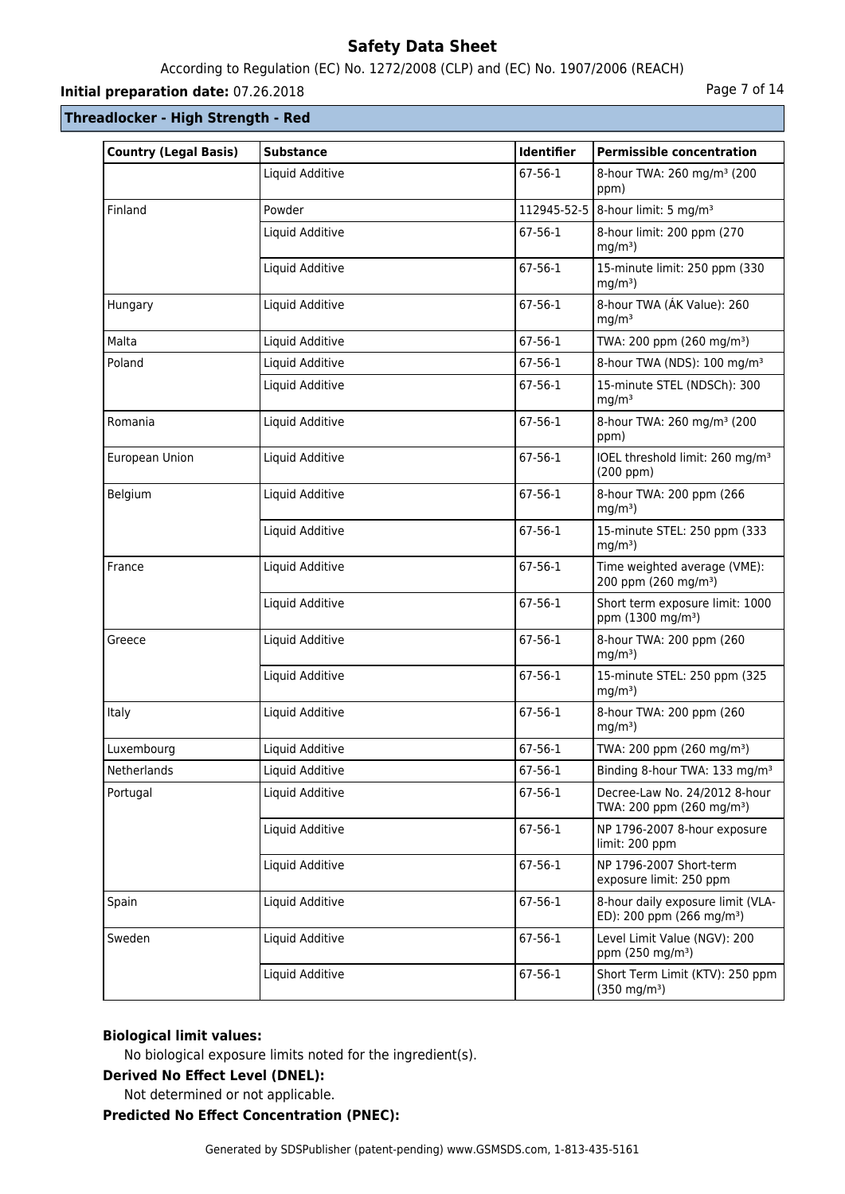## Threadlocker - High Strength - Red

| Country (Legal Basis) | Substance | Identifier | Permissible concentration |
|---|---|---|---|
| | Liquid Additive | 67-56-1 | 8-hour TWA: 260 mg/m³ (200 ppm) |
| Finland | Powder | 112945-52-5 | 8-hour limit: 5 mg/m³ |
| | Liquid Additive | 67-56-1 | 8-hour limit: 200 ppm (270 mg/m³) |
| | Liquid Additive | 67-56-1 | 15-minute limit: 250 ppm (330 mg/m³) |
| Hungary | Liquid Additive | 67-56-1 | 8-hour TWA (ÁK Value): 260 mg/m³ |
| Malta | Liquid Additive | 67-56-1 | TWA: 200 ppm (260 mg/m³) |
| Poland | Liquid Additive | 67-56-1 | 8-hour TWA (NDS): 100 mg/m³ |
| | Liquid Additive | 67-56-1 | 15-minute STEL (NDSCh): 300 mg/m³ |
| Romania | Liquid Additive | 67-56-1 | 8-hour TWA: 260 mg/m³ (200 ppm) |
| European Union | Liquid Additive | 67-56-1 | IOEL threshold limit: 260 mg/m³ (200 ppm) |
| Belgium | Liquid Additive | 67-56-1 | 8-hour TWA: 200 ppm (266 mg/m³) |
| | Liquid Additive | 67-56-1 | 15-minute STEL: 250 ppm (333 mg/m³) |
| France | Liquid Additive | 67-56-1 | Time weighted average (VME): 200 ppm (260 mg/m³) |
| | Liquid Additive | 67-56-1 | Short term exposure limit: 1000 ppm (1300 mg/m³) |
| Greece | Liquid Additive | 67-56-1 | 8-hour TWA: 200 ppm (260 mg/m³) |
| | Liquid Additive | 67-56-1 | 15-minute STEL: 250 ppm (325 mg/m³) |
| Italy | Liquid Additive | 67-56-1 | 8-hour TWA: 200 ppm (260 mg/m³) |
| Luxembourg | Liquid Additive | 67-56-1 | TWA: 200 ppm (260 mg/m³) |
| Netherlands | Liquid Additive | 67-56-1 | Binding 8-hour TWA: 133 mg/m³ |
| Portugal | Liquid Additive | 67-56-1 | Decree-Law No. 24/2012 8-hour TWA: 200 ppm (260 mg/m³) |
| | Liquid Additive | 67-56-1 | NP 1796-2007 8-hour exposure limit: 200 ppm |
| | Liquid Additive | 67-56-1 | NP 1796-2007 Short-term exposure limit: 250 ppm |
| Spain | Liquid Additive | 67-56-1 | 8-hour daily exposure limit (VLA-ED): 200 ppm (266 mg/m³) |
| Sweden | Liquid Additive | 67-56-1 | Level Limit Value (NGV): 200 ppm (250 mg/m³) |
| | Liquid Additive | 67-56-1 | Short Term Limit (KTV): 250 ppm (350 mg/m³) |

**Biological limit values:**

No biological exposure limits noted for the ingredient(s).

**Derived No Effect Level (DNEL):**

Not determined or not applicable.

**Predicted No Effect Concentration (PNEC):**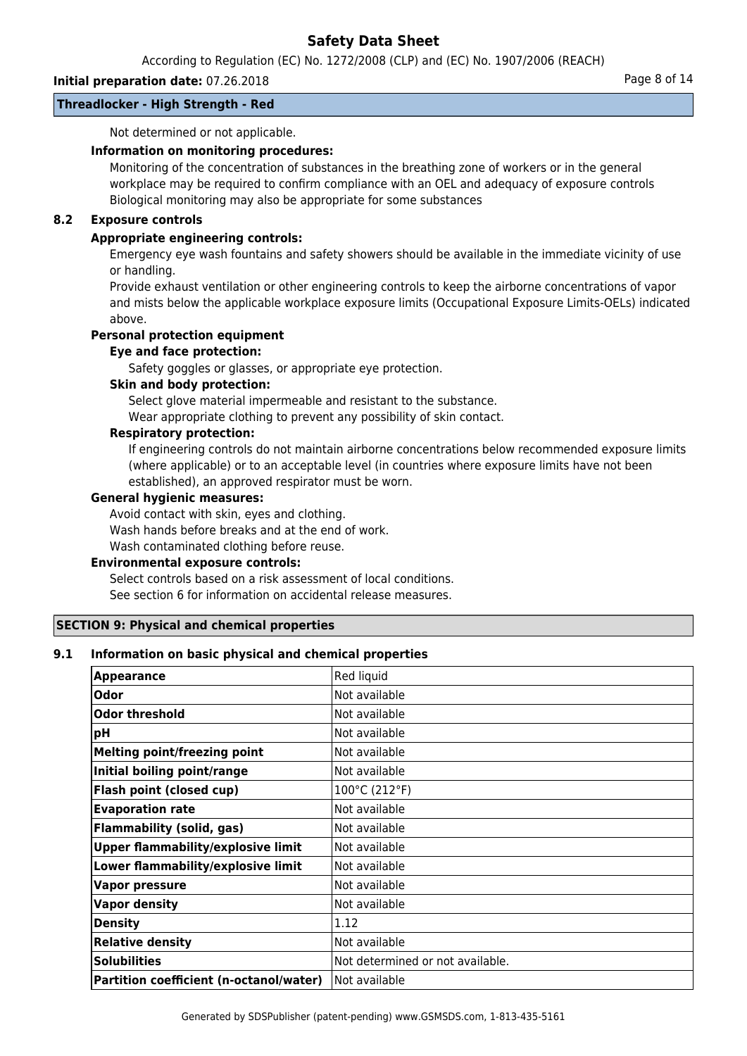Not determined or not applicable.

**Information on monitoring procedures:**

Monitoring of the concentration of substances in the breathing zone of workers or in the general workplace may be required to confirm compliance with an OEL and adequacy of exposure controls Biological monitoring may also be appropriate for some substances

### 8.2 Exposure controls

**Appropriate engineering controls:**

Emergency eye wash fountains and safety showers should be available in the immediate vicinity of use or handling.

Provide exhaust ventilation or other engineering controls to keep the airborne concentrations of vapor and mists below the applicable workplace exposure limits (Occupational Exposure Limits-OELs) indicated above.

**Personal protection equipment**

**Eye and face protection:**

Safety goggles or glasses, or appropriate eye protection.

**Skin and body protection:**

Select glove material impermeable and resistant to the substance.

Wear appropriate clothing to prevent any possibility of skin contact.

**Respiratory protection:**

If engineering controls do not maintain airborne concentrations below recommended exposure limits (where applicable) or to an acceptable level (in countries where exposure limits have not been established), an approved respirator must be worn.

**General hygienic measures:**

Avoid contact with skin, eyes and clothing.

Wash hands before breaks and at the end of work.

Wash contaminated clothing before reuse.

**Environmental exposure controls:**

Select controls based on a risk assessment of local conditions.

See section 6 for information on accidental release measures.

## SECTION 9: Physical and chemical properties

### 9.1 Information on basic physical and chemical properties

| **Appearance** | Red liquid |
|---|---|
| **Odor** | Not available |
| **Odor threshold** | Not available |
| **pH** | Not available |
| **Melting point/freezing point** | Not available |
| **Initial boiling point/range** | Not available |
| **Flash point (closed cup)** | 100°C (212°F) |
| **Evaporation rate** | Not available |
| **Flammability (solid, gas)** | Not available |
| **Upper flammability/explosive limit** | Not available |
| **Lower flammability/explosive limit** | Not available |
| **Vapor pressure** | Not available |
| **Vapor density** | Not available |
| **Density** | 1.12 |
| **Relative density** | Not available |
| **Solubilities** | Not determined or not available. |
| **Partition coefficient (n-octanol/water)** | Not available |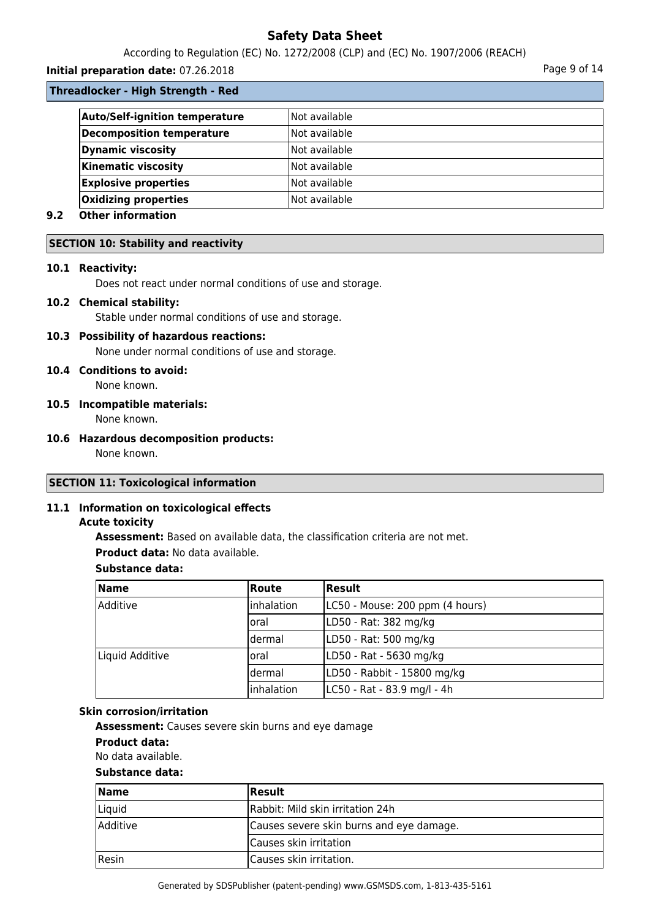**Threadlocker - High Strength - Red**

| Auto/Self-ignition temperature | Not available |
|---|---|
| Decomposition temperature | Not available |
| Dynamic viscosity | Not available |
| Kinematic viscosity | Not available |
| Explosive properties | Not available |
| Oxidizing properties | Not available |

**9.2 Other information**

## SECTION 10: Stability and reactivity

**10.1 Reactivity:**

Does not react under normal conditions of use and storage.

**10.2 Chemical stability:**

Stable under normal conditions of use and storage.

**10.3 Possibility of hazardous reactions:**

None under normal conditions of use and storage.

**10.4 Conditions to avoid:**

None known.

**10.5 Incompatible materials:**

None known.

**10.6 Hazardous decomposition products:**

None known.

## SECTION 11: Toxicological information

**11.1 Information on toxicological effects**

**Acute toxicity**

**Assessment:** Based on available data, the classification criteria are not met.

**Product data:** No data available.

**Substance data:**

| Name | Route | Result |
|---|---|---|
| Additive | inhalation | LC50 - Mouse: 200 ppm (4 hours) |
| | oral | LD50 - Rat: 382 mg/kg |
| | dermal | LD50 - Rat: 500 mg/kg |
| Liquid Additive | oral | LD50 - Rat - 5630 mg/kg |
| | dermal | LD50 - Rabbit - 15800 mg/kg |
| | inhalation | LC50 - Rat - 83.9 mg/l - 4h |

**Skin corrosion/irritation**

**Assessment:** Causes severe skin burns and eye damage

**Product data:**

No data available.

**Substance data:**

| Name | Result |
|---|---|
| Liquid | Rabbit: Mild skin irritation 24h |
| Additive | Causes severe skin burns and eye damage. |
| | Causes skin irritation |
| Resin | Causes skin irritation. |

Generated by SDSPublisher (patent-pending) www.GSMSDS.com, 1-813-435-5161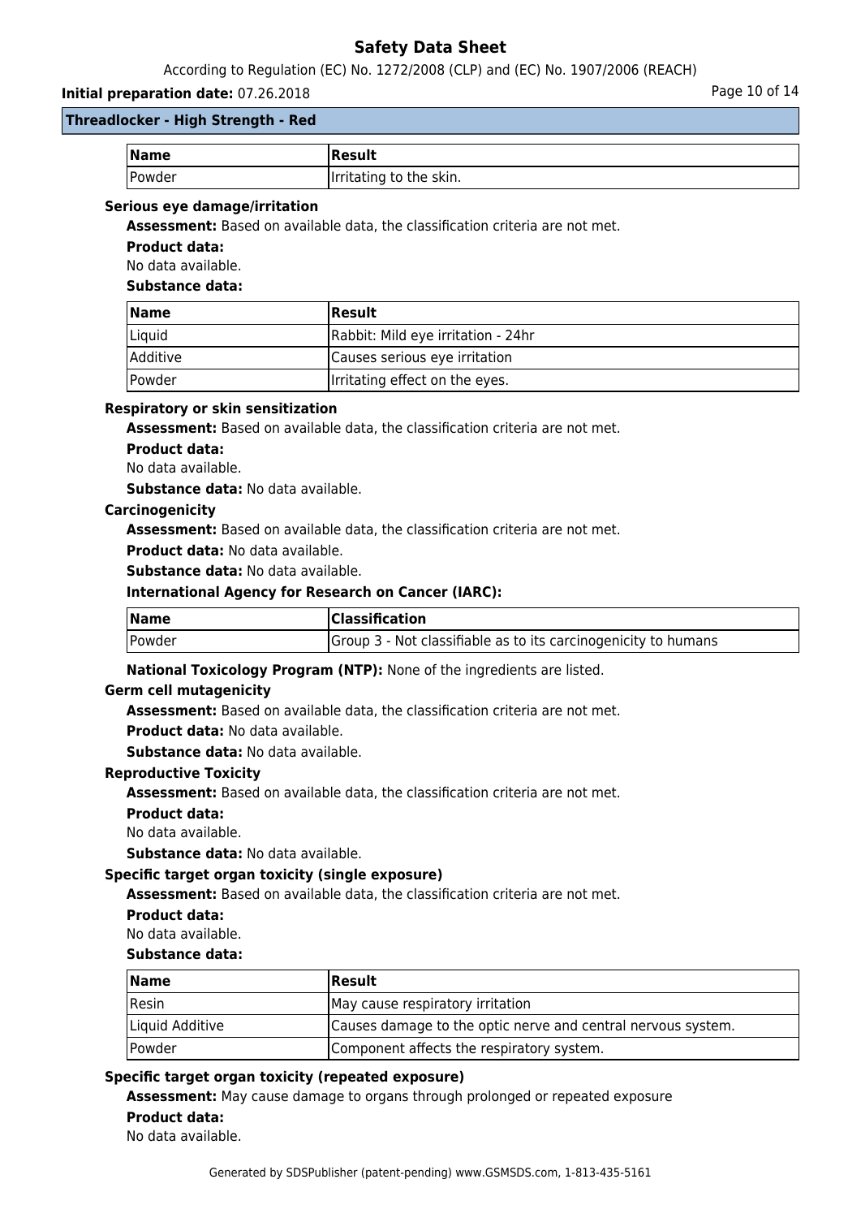| Name | Result |
| --- | --- |
| Powder | Irritating to the skin. |

**Serious eye damage/irritation**

**Assessment:** Based on available data, the classification criteria are not met.

**Product data:**

No data available.

**Substance data:**

| Name | Result |
| --- | --- |
| Liquid | Rabbit: Mild eye irritation - 24hr |
| Additive | Causes serious eye irritation |
| Powder | Irritating effect on the eyes. |

**Respiratory or skin sensitization**

**Assessment:** Based on available data, the classification criteria are not met.

**Product data:**

No data available.

**Substance data:** No data available.

**Carcinogenicity**

**Assessment:** Based on available data, the classification criteria are not met.

**Product data:** No data available.

**Substance data:** No data available.

**International Agency for Research on Cancer (IARC):**

| Name | Classification |
| --- | --- |
| Powder | Group 3 - Not classifiable as to its carcinogenicity to humans |

**National Toxicology Program (NTP):** None of the ingredients are listed.

**Germ cell mutagenicity**

**Assessment:** Based on available data, the classification criteria are not met.

**Product data:** No data available.

**Substance data:** No data available.

**Reproductive Toxicity**

**Assessment:** Based on available data, the classification criteria are not met.

**Product data:**

No data available.

**Substance data:** No data available.

**Specific target organ toxicity (single exposure)**

**Assessment:** Based on available data, the classification criteria are not met.

**Product data:**

No data available.

**Substance data:**

| Name | Result |
| --- | --- |
| Resin | May cause respiratory irritation |
| Liquid Additive | Causes damage to the optic nerve and central nervous system. |
| Powder | Component affects the respiratory system. |

**Specific target organ toxicity (repeated exposure)**

**Assessment:** May cause damage to organs through prolonged or repeated exposure

**Product data:**

No data available.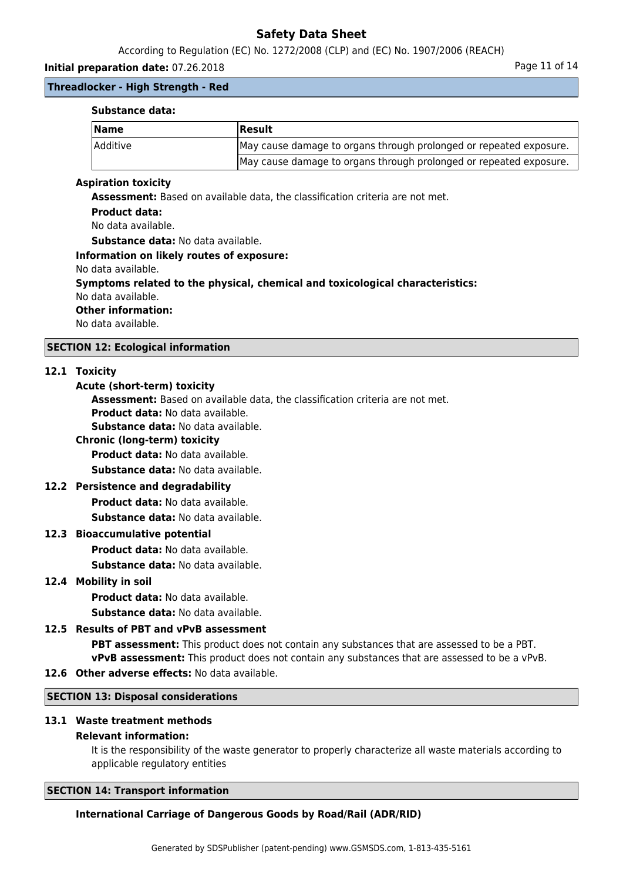**Substance data:**

| Name | Result |
|---|---|
| Additive | May cause damage to organs through prolonged or repeated exposure. |
| | May cause damage to organs through prolonged or repeated exposure. |

**Aspiration toxicity**

**Assessment:** Based on available data, the classification criteria are not met.

**Product data:**

No data available.

**Substance data:** No data available.

**Information on likely routes of exposure:**

No data available.

**Symptoms related to the physical, chemical and toxicological characteristics:**

No data available.

**Other information:**

No data available.

## SECTION 12: Ecological information

### 12.1 Toxicity

**Acute (short-term) toxicity**

**Assessment:** Based on available data, the classification criteria are not met.

**Product data:** No data available.

**Substance data:** No data available.

**Chronic (long-term) toxicity**

**Product data:** No data available.

**Substance data:** No data available.

### 12.2 Persistence and degradability

**Product data:** No data available.

**Substance data:** No data available.

### 12.3 Bioaccumulative potential

**Product data:** No data available.

**Substance data:** No data available.

### 12.4 Mobility in soil

**Product data:** No data available.

**Substance data:** No data available.

### 12.5 Results of PBT and vPvB assessment

**PBT assessment:** This product does not contain any substances that are assessed to be a PBT.

**vPvB assessment:** This product does not contain any substances that are assessed to be a vPvB.

### 12.6 Other adverse effects: No data available.

## SECTION 13: Disposal considerations

### 13.1 Waste treatment methods

**Relevant information:**

It is the responsibility of the waste generator to properly characterize all waste materials according to applicable regulatory entities

## SECTION 14: Transport information

**International Carriage of Dangerous Goods by Road/Rail (ADR/RID)**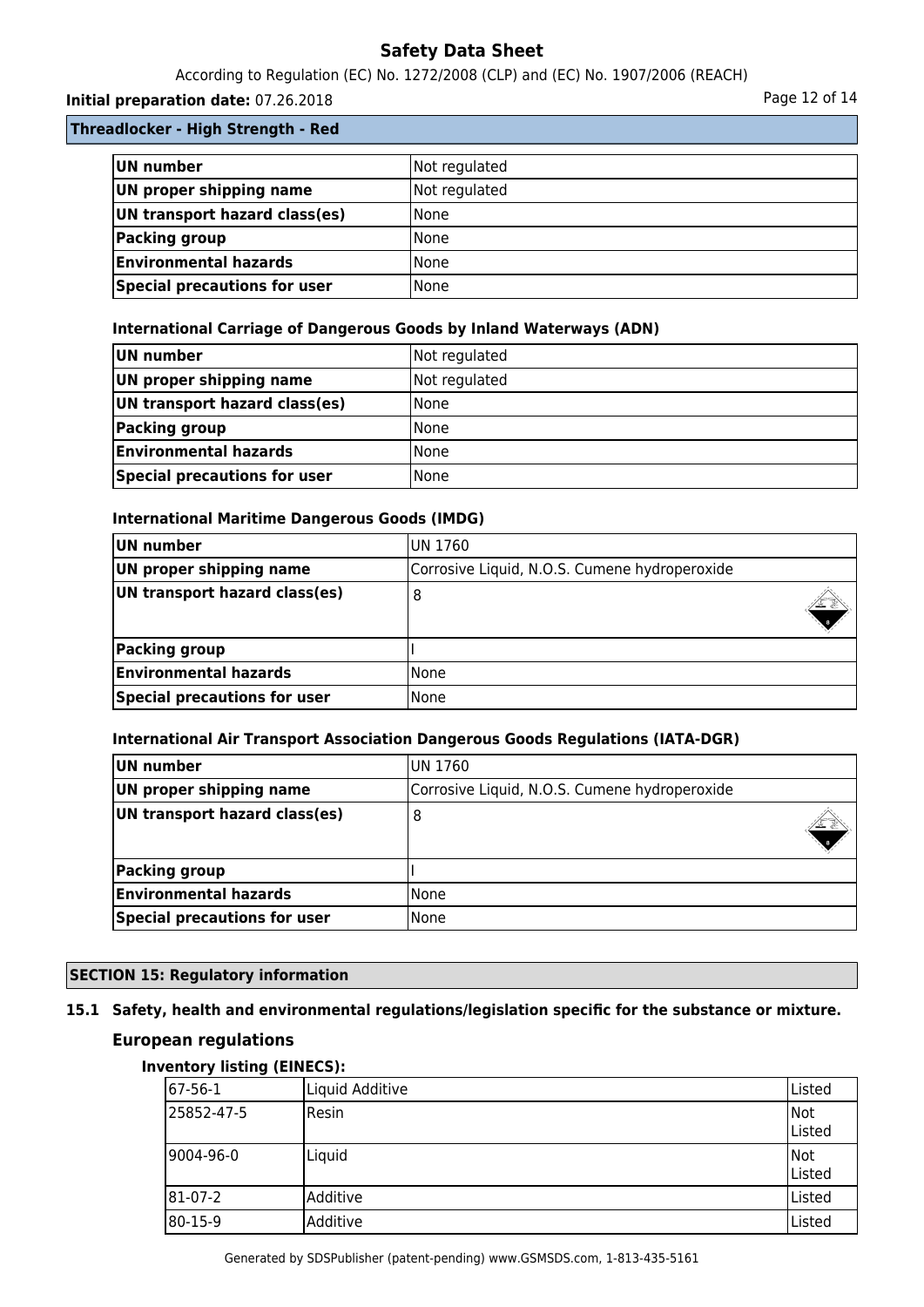**Threadlocker - High Strength - Red**

| UN number | Not regulated |
|---|---|
| UN proper shipping name | Not regulated |
| UN transport hazard class(es) | None |
| Packing group | None |
| Environmental hazards | None |
| Special precautions for user | None |

### International Carriage of Dangerous Goods by Inland Waterways (ADN)

| UN number | Not regulated |
|---|---|
| UN proper shipping name | Not regulated |
| UN transport hazard class(es) | None |
| Packing group | None |
| Environmental hazards | None |
| Special precautions for user | None |

### International Maritime Dangerous Goods (IMDG)

| UN number | UN 1760 |
|---|---|
| UN proper shipping name | Corrosive Liquid, N.O.S. Cumene hydroperoxide |
| UN transport hazard class(es) | 8 |
| Packing group | I |
| Environmental hazards | None |
| Special precautions for user | None |

### International Air Transport Association Dangerous Goods Regulations (IATA-DGR)

| UN number | UN 1760 |
|---|---|
| UN proper shipping name | Corrosive Liquid, N.O.S. Cumene hydroperoxide |
| UN transport hazard class(es) | 8 |
| Packing group | I |
| Environmental hazards | None |
| Special precautions for user | None |

## SECTION 15: Regulatory information

### 15.1 Safety, health and environmental regulations/legislation specific for the substance or mixture.

### European regulations

**Inventory listing (EINECS):**

| 67-56-1 | Liquid Additive | Listed |
|---|---|---|
| 25852-47-5 | Resin | Not Listed |
| 9004-96-0 | Liquid | Not Listed |
| 81-07-2 | Additive | Listed |
| 80-15-9 | Additive | Listed |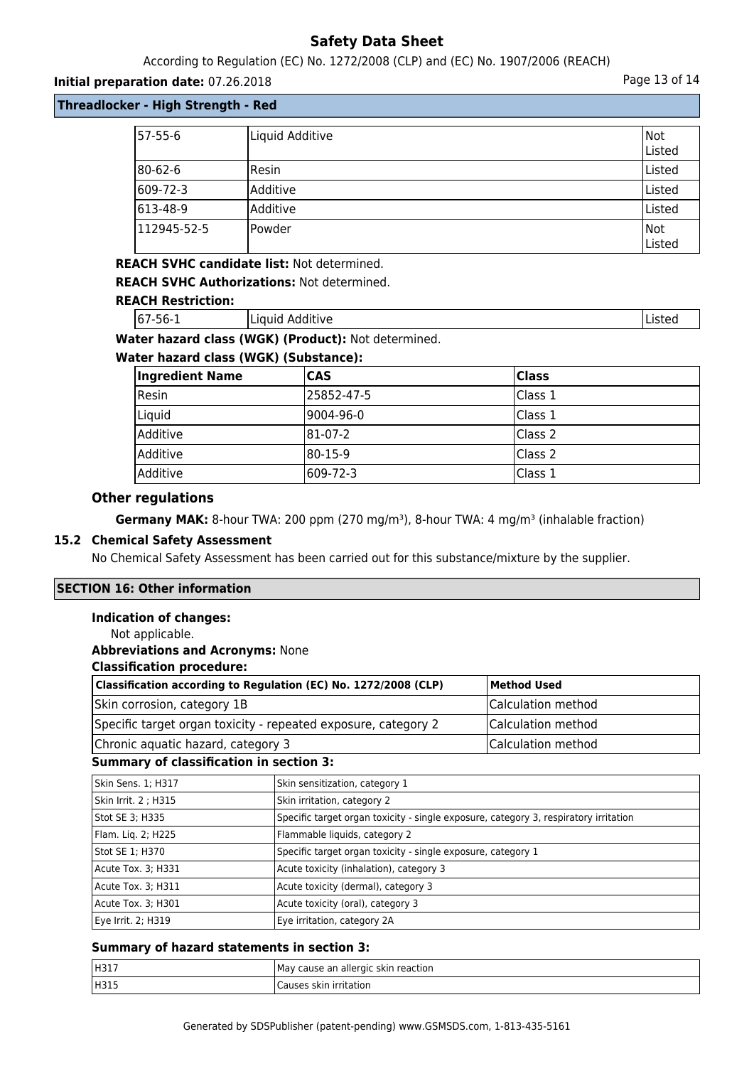| 57-55-6 | Liquid Additive | Not Listed |
|---|---|---|
| 80-62-6 | Resin | Listed |
| 609-72-3 | Additive | Listed |
| 613-48-9 | Additive | Listed |
| 112945-52-5 | Powder | Not Listed |

**REACH SVHC candidate list:** Not determined.

**REACH SVHC Authorizations:** Not determined.

**REACH Restriction:**

| 67-56-1 | Liquid Additive | Listed |
|---|---|---|

**Water hazard class (WGK) (Product):** Not determined.

**Water hazard class (WGK) (Substance):**

| Ingredient Name | CAS | Class |
|---|---|---|
| Resin | 25852-47-5 | Class 1 |
| Liquid | 9004-96-0 | Class 1 |
| Additive | 81-07-2 | Class 2 |
| Additive | 80-15-9 | Class 2 |
| Additive | 609-72-3 | Class 1 |

### Other regulations

**Germany MAK:** 8-hour TWA: 200 ppm (270 mg/m³), 8-hour TWA: 4 mg/m³ (inhalable fraction)

### 15.2 Chemical Safety Assessment

No Chemical Safety Assessment has been carried out for this substance/mixture by the supplier.

## SECTION 16: Other information

**Indication of changes:**

Not applicable.

**Abbreviations and Acronyms:** None

**Classification procedure:**

| Classification according to Regulation (EC) No. 1272/2008 (CLP) | Method Used |
|---|---|
| Skin corrosion, category 1B | Calculation method |
| Specific target organ toxicity - repeated exposure, category 2 | Calculation method |
| Chronic aquatic hazard, category 3 | Calculation method |

**Summary of classification in section 3:**

| Skin Sens. 1; H317 | Skin sensitization, category 1 |
|---|---|
| Skin Irrit. 2 ; H315 | Skin irritation, category 2 |
| Stot SE 3; H335 | Specific target organ toxicity - single exposure, category 3, respiratory irritation |
| Flam. Liq. 2; H225 | Flammable liquids, category 2 |
| Stot SE 1; H370 | Specific target organ toxicity - single exposure, category 1 |
| Acute Tox. 3; H331 | Acute toxicity (inhalation), category 3 |
| Acute Tox. 3; H311 | Acute toxicity (dermal), category 3 |
| Acute Tox. 3; H301 | Acute toxicity (oral), category 3 |
| Eye Irrit. 2; H319 | Eye irritation, category 2A |

**Summary of hazard statements in section 3:**

| H317 | May cause an allergic skin reaction |
|---|---|
| H315 | Causes skin irritation |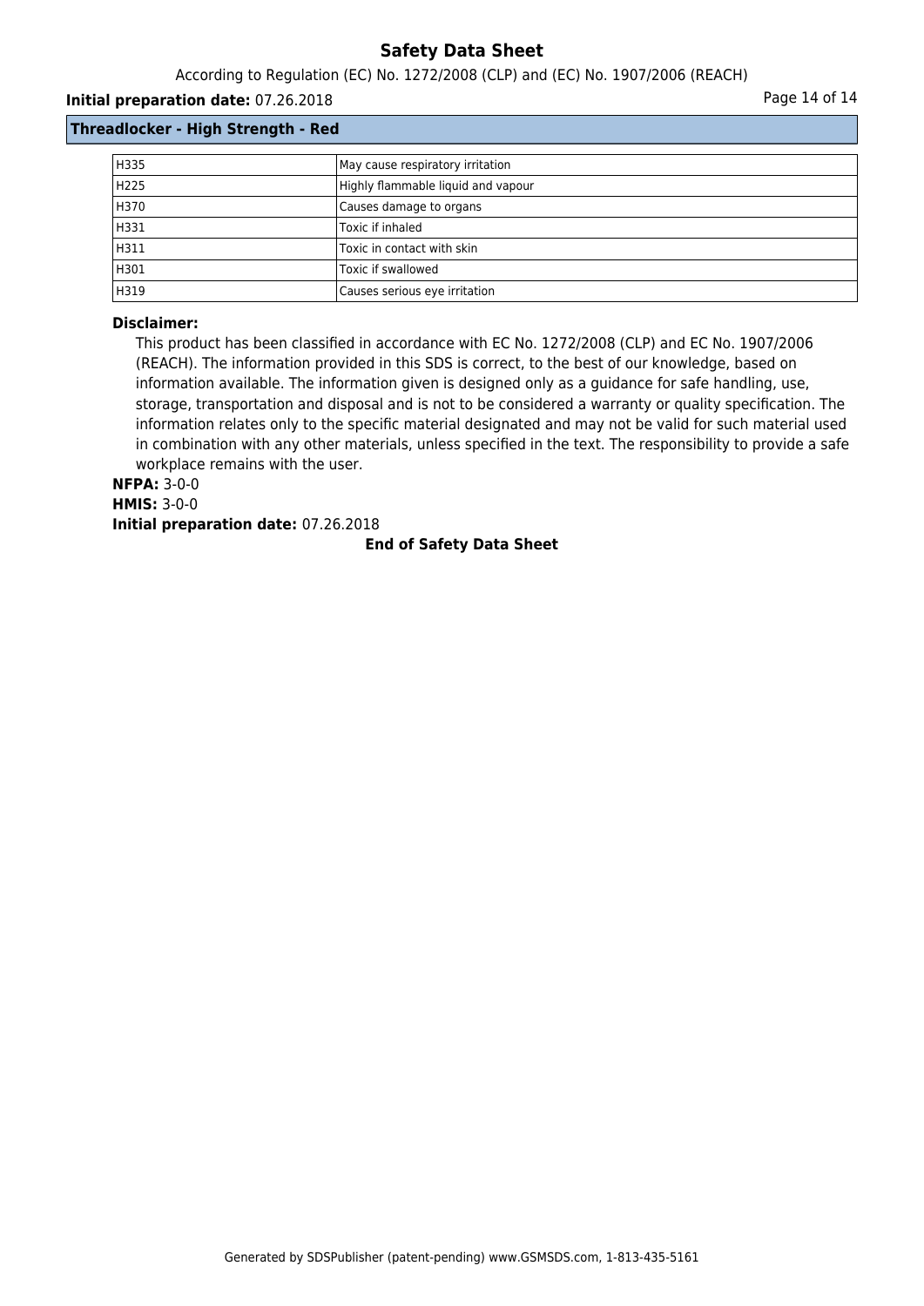## Threadlocker - High Strength - Red

| | |
|---|---|
| H335 | May cause respiratory irritation |
| H225 | Highly flammable liquid and vapour |
| H370 | Causes damage to organs |
| H331 | Toxic if inhaled |
| H311 | Toxic in contact with skin |
| H301 | Toxic if swallowed |
| H319 | Causes serious eye irritation |

**Disclaimer:**

This product has been classified in accordance with EC No. 1272/2008 (CLP) and EC No. 1907/2006 (REACH). The information provided in this SDS is correct, to the best of our knowledge, based on information available. The information given is designed only as a guidance for safe handling, use, storage, transportation and disposal and is not to be considered a warranty or quality specification. The information relates only to the specific material designated and may not be valid for such material used in combination with any other materials, unless specified in the text. The responsibility to provide a safe workplace remains with the user.

**NFPA:** 3-0-0

**HMIS:** 3-0-0

**Initial preparation date:** 07.26.2018

**End of Safety Data Sheet**

Generated by SDSPublisher (patent-pending) www.GSMSDS.com, 1-813-435-5161